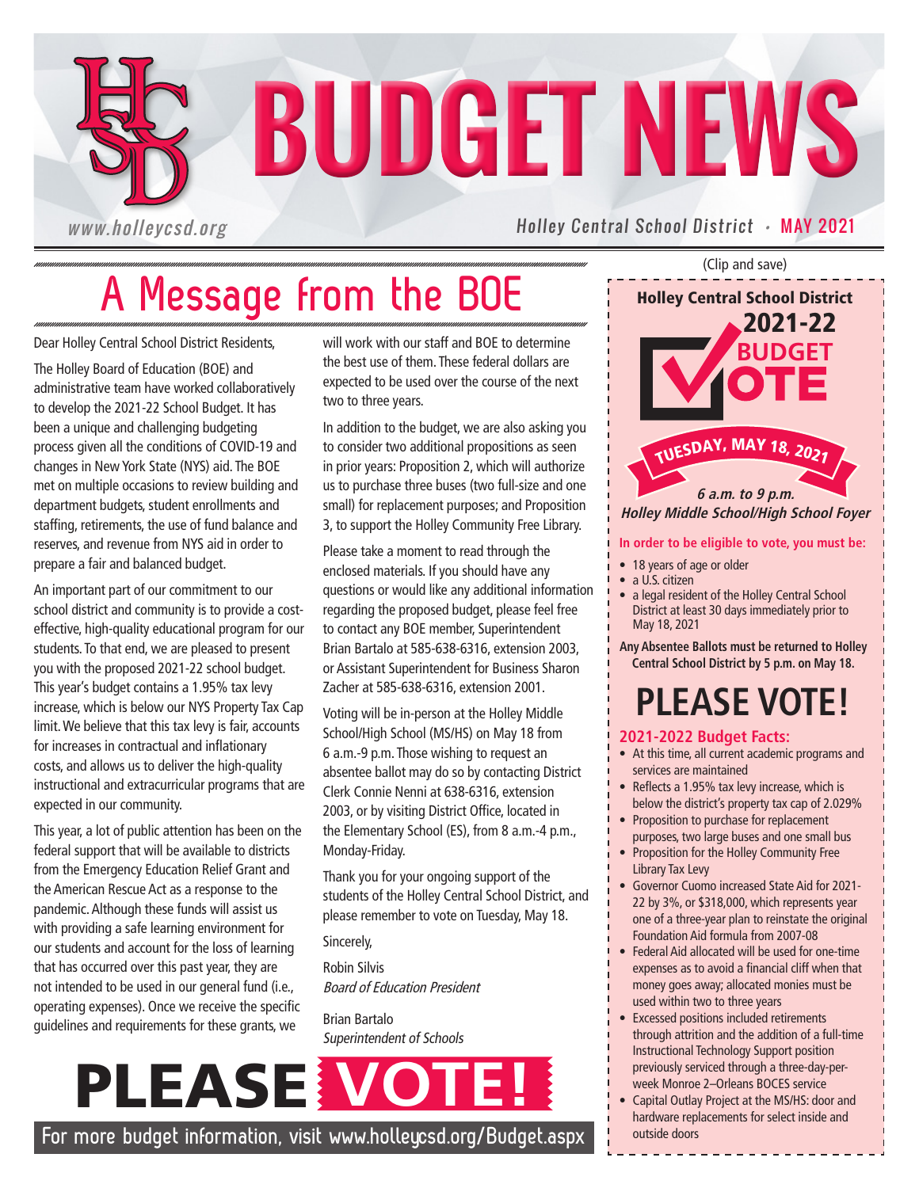# BUDGET NEWS

www.holleycsd.org

Holley Central School District · MAY 2021

## A Message from the BOE

Dear Holley Central School District Residents,

The Holley Board of Education (BOE) and administrative team have worked collaboratively to develop the 2021-22 School Budget. It has been a unique and challenging budgeting process given all the conditions of COVID-19 and changes in New York State (NYS) aid. The BOE met on multiple occasions to review building and department budgets, student enrollments and staffing, retirements, the use of fund balance and reserves, and revenue from NYS aid in order to prepare a fair and balanced budget.

An important part of our commitment to our school district and community is to provide a cost-effective, high-quality educational program for our students. To that end, we are pleased to present you with the proposed 2021-22 school budget. This year's budget contains a 1.95% tax levy increase, which is below our NYS Property Tax Cap limit. We believe that this tax levy is fair, accounts for increases in contractual and inflationary costs, and allows us to deliver the high-quality instructional and extracurricular programs that are expected in our community.

This year, a lot of public attention has been on the federal support that will be available to districts from the Emergency Education Relief Grant and the American Rescue Act as a response to the pandemic. Although these funds will assist us with providing a safe learning environment for our students and account for the loss of learning that has occurred over this past year, they are not intended to be used in our general fund (i.e., operating expenses). Once we receive the specific guidelines and requirements for these grants, we will work with our staff and BOE to determine the best use of them. These federal dollars are expected to be used over the course of the next two to three years.

In addition to the budget, we are also asking you to consider two additional propositions as seen in prior years: Proposition 2, which will authorize us to purchase three buses (two full-size and one small) for replacement purposes; and Proposition 3, to support the Holley Community Free Library.

Please take a moment to read through the enclosed materials. If you should have any questions or would like any additional information regarding the proposed budget, please feel free to contact any BOE member, Superintendent Brian Bartalo at 585-638-6316, extension 2003, or Assistant Superintendent for Business Sharon Zacher at 585-638-6316, extension 2001.

Voting will be in-person at the Holley Middle School/High School (MS/HS) on May 18 from 6 a.m.-9 p.m. Those wishing to request an absentee ballot may do so by contacting District Clerk Connie Nenni at 638-6316, extension 2003, or by visiting District Office, located in the Elementary School (ES), from 8 a.m.-4 p.m., Monday-Friday.

Thank you for your ongoing support of the students of the Holley Central School District, and please remember to vote on Tuesday, May 18.

Sincerely,

Robin Silvis
*Board of Education President*

Brian Bartalo
*Superintendent of Schools*

# PLEASE VOTE!

**For more budget information, visit www.holleycsd.org/Budget.aspx**

---

(Clip and save)

### Holley Central School District
## 2021-22 BUDGET VOTE

**TUESDAY, MAY 18, 2021**

***6 a.m. to 9 p.m.***
***Holley Middle School/High School Foyer***

**In order to be eligible to vote, you must be:**

- 18 years of age or older
- a U.S. citizen
- a legal resident of the Holley Central School District at least 30 days immediately prior to May 18, 2021

**Any Absentee Ballots must be returned to Holley Central School District by 5 p.m. on May 18.**

# PLEASE VOTE!

**2021-2022 Budget Facts:**

- At this time, all current academic programs and services are maintained
- Reflects a 1.95% tax levy increase, which is below the district's property tax cap of 2.029%
- Proposition to purchase for replacement purposes, two large buses and one small bus
- Proposition for the Holley Community Free Library Tax Levy
- Governor Cuomo increased State Aid for 2021-22 by 3%, or $318,000, which represents year one of a three-year plan to reinstate the original Foundation Aid formula from 2007-08
- Federal Aid allocated will be used for one-time expenses as to avoid a financial cliff when that money goes away; allocated monies must be used within two to three years
- Excessed positions included retirements through attrition and the addition of a full-time Instructional Technology Support position previously serviced through a three-day-per-week Monroe 2–Orleans BOCES service
- Capital Outlay Project at the MS/HS: door and hardware replacements for select inside and outside doors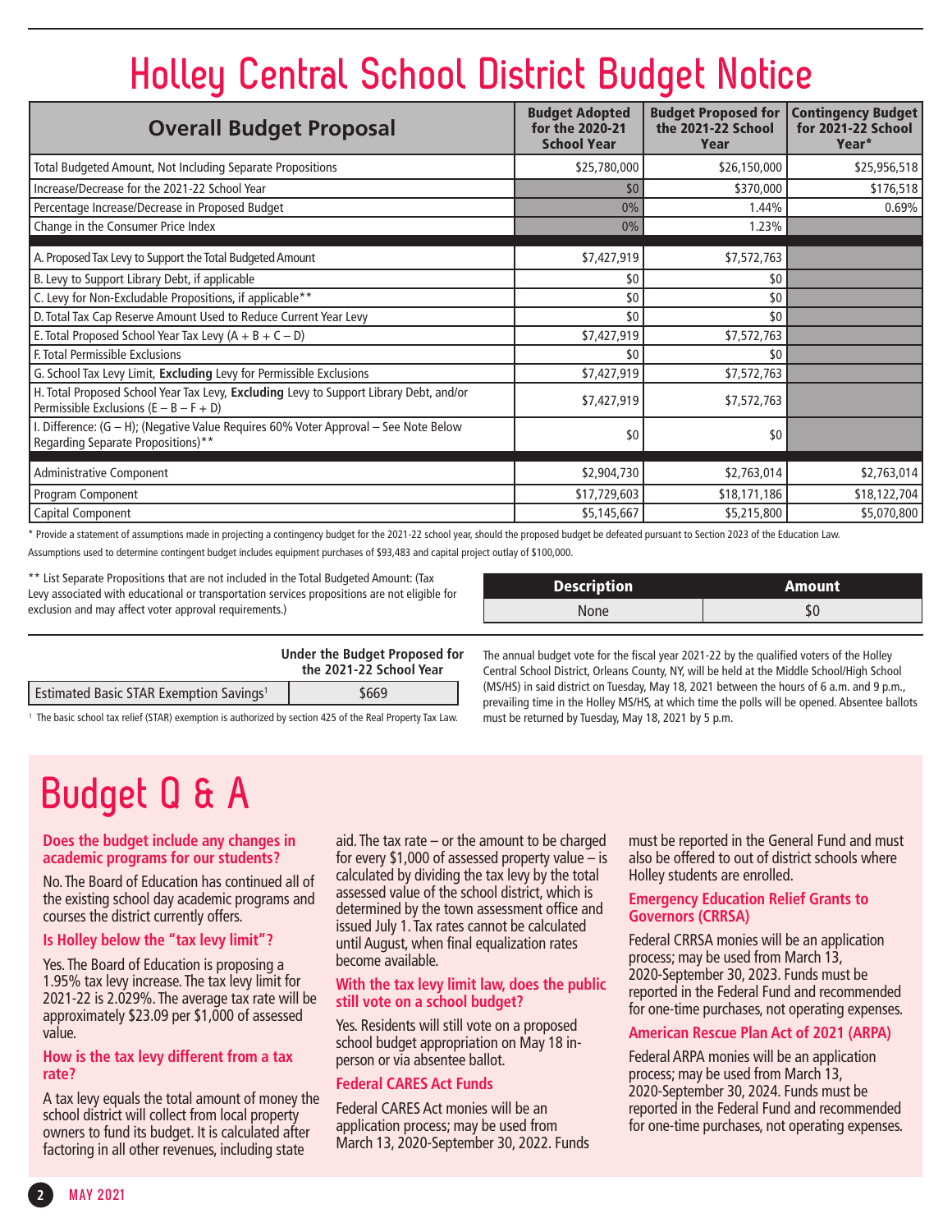# Holley Central School District Budget Notice

| Overall Budget Proposal | Budget Adopted for the 2020-21 School Year | Budget Proposed for the 2021-22 School Year | Contingency Budget for 2021-22 School Year* |
|---|---|---|---|
| Total Budgeted Amount, Not Including Separate Propositions | $25,780,000 | $26,150,000 | $25,956,518 |
| Increase/Decrease for the 2021-22 School Year | $0 | $370,000 | $176,518 |
| Percentage Increase/Decrease in Proposed Budget | 0% | 1.44% | 0.69% |
| Change in the Consumer Price Index | 0% | 1.23% | |
| A. Proposed Tax Levy to Support the Total Budgeted Amount | $7,427,919 | $7,572,763 | |
| B. Levy to Support Library Debt, if applicable | $0 | $0 | |
| C. Levy for Non-Excludable Propositions, if applicable** | $0 | $0 | |
| D. Total Tax Cap Reserve Amount Used to Reduce Current Year Levy | $0 | $0 | |
| E. Total Proposed School Year Tax Levy (A + B + C – D) | $7,427,919 | $7,572,763 | |
| F. Total Permissible Exclusions | $0 | $0 | |
| G. School Tax Levy Limit, **Excluding** Levy for Permissible Exclusions | $7,427,919 | $7,572,763 | |
| H. Total Proposed School Year Tax Levy, **Excluding** Levy to Support Library Debt, and/or Permissible Exclusions (E – B – F + D) | $7,427,919 | $7,572,763 | |
| I. Difference: (G – H); (Negative Value Requires 60% Voter Approval – See Note Below Regarding Separate Propositions)** | $0 | $0 | |
| Administrative Component | $2,904,730 | $2,763,014 | $2,763,014 |
| Program Component | $17,729,603 | $18,171,186 | $18,122,704 |
| Capital Component | $5,145,667 | $5,215,800 | $5,070,800 |

\* Provide a statement of assumptions made in projecting a contingency budget for the 2021-22 school year, should the proposed budget be defeated pursuant to Section 2023 of the Education Law.

Assumptions used to determine contingent budget includes equipment purchases of $93,483 and capital project outlay of $100,000.

\*\* List Separate Propositions that are not included in the Total Budgeted Amount: (Tax Levy associated with educational or transportation services propositions are not eligible for exclusion and may affect voter approval requirements.)

| Description | Amount |
|---|---|
| None | $0 |

| | Under the Budget Proposed for the 2021-22 School Year |
|---|---|
| Estimated Basic STAR Exemption Savings[1] | $669 |

[1] The basic school tax relief (STAR) exemption is authorized by section 425 of the Real Property Tax Law.

The annual budget vote for the fiscal year 2021-22 by the qualified voters of the Holley Central School District, Orleans County, NY, will be held at the Middle School/High School (MS/HS) in said district on Tuesday, May 18, 2021 between the hours of 6 a.m. and 9 p.m., prevailing time in the Holley MS/HS, at which time the polls will be opened. Absentee ballots must be returned by Tuesday, May 18, 2021 by 5 p.m.

# Budget Q & A

### Does the budget include any changes in academic programs for our students?

No. The Board of Education has continued all of the existing school day academic programs and courses the district currently offers.

### Is Holley below the "tax levy limit"?

Yes. The Board of Education is proposing a 1.95% tax levy increase. The tax levy limit for 2021-22 is 2.029%. The average tax rate will be approximately $23.09 per $1,000 of assessed value.

### How is the tax levy different from a tax rate?

A tax levy equals the total amount of money the school district will collect from local property owners to fund its budget. It is calculated after factoring in all other revenues, including state aid. The tax rate – or the amount to be charged for every $1,000 of assessed property value – is calculated by dividing the tax levy by the total assessed value of the school district, which is determined by the town assessment office and issued July 1. Tax rates cannot be calculated until August, when final equalization rates become available.

### With the tax levy limit law, does the public still vote on a school budget?

Yes. Residents will still vote on a proposed school budget appropriation on May 18 in-person or via absentee ballot.

### Federal CARES Act Funds

Federal CARES Act monies will be an application process; may be used from March 13, 2020-September 30, 2022. Funds must be reported in the General Fund and must also be offered to out of district schools where Holley students are enrolled.

### Emergency Education Relief Grants to Governors (CRRSA)

Federal CRRSA monies will be an application process; may be used from March 13, 2020-September 30, 2023. Funds must be reported in the Federal Fund and recommended for one-time purchases, not operating expenses.

### American Rescue Plan Act of 2021 (ARPA)

Federal ARPA monies will be an application process; may be used from March 13, 2020-September 30, 2024. Funds must be reported in the Federal Fund and recommended for one-time purchases, not operating expenses.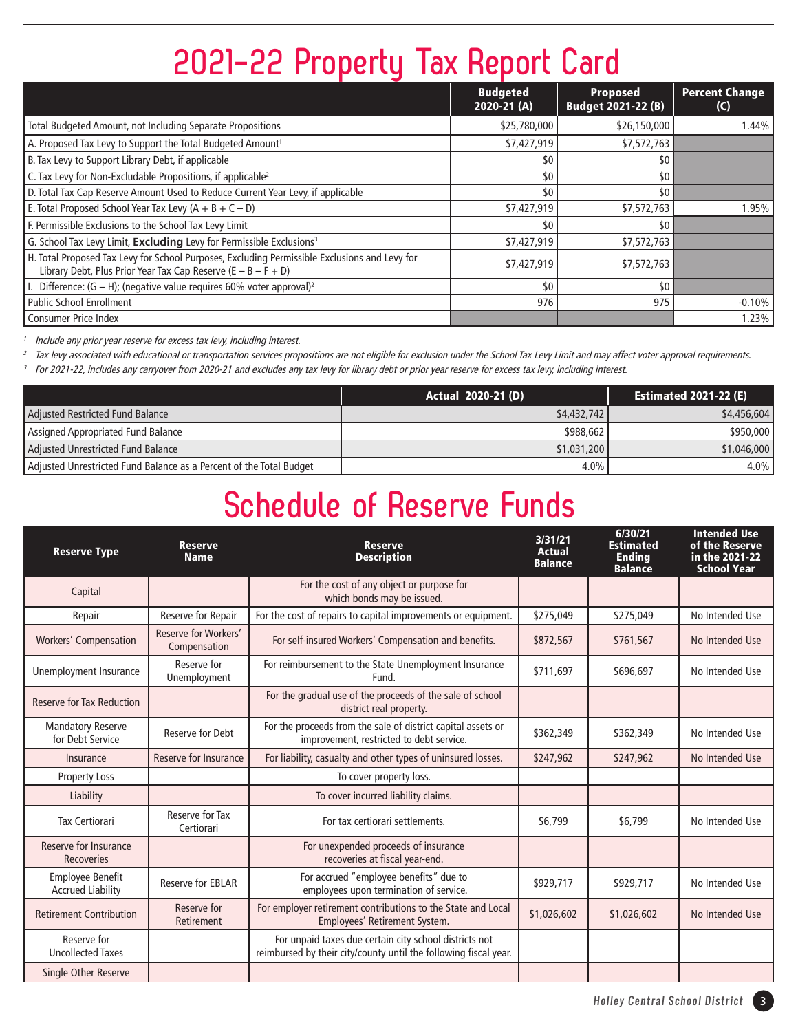# 2021-22 Property Tax Report Card

| | Budgeted 2020-21 (A) | Proposed Budget 2021-22 (B) | Percent Change (C) |
|---|---|---|---|
| Total Budgeted Amount, not Including Separate Propositions | $25,780,000 | $26,150,000 | 1.44% |
| A. Proposed Tax Levy to Support the Total Budgeted Amount[1] | $7,427,919 | $7,572,763 | |
| B. Tax Levy to Support Library Debt, if applicable | $0 | $0 | |
| C. Tax Levy for Non-Excludable Propositions, if applicable[2] | $0 | $0 | |
| D. Total Tax Cap Reserve Amount Used to Reduce Current Year Levy, if applicable | $0 | $0 | |
| E. Total Proposed School Year Tax Levy (A + B + C – D) | $7,427,919 | $7,572,763 | 1.95% |
| F. Permissible Exclusions to the School Tax Levy Limit | $0 | $0 | |
| G. School Tax Levy Limit, **Excluding** Levy for Permissible Exclusions[3] | $7,427,919 | $7,572,763 | |
| H. Total Proposed Tax Levy for School Purposes, Excluding Permissible Exclusions and Levy for Library Debt, Plus Prior Year Tax Cap Reserve (E – B – F + D) | $7,427,919 | $7,572,763 | |
| I. Difference: (G – H); (negative value requires 60% voter approval)[2] | $0 | $0 | |
| Public School Enrollment | 976 | 975 | -0.10% |
| Consumer Price Index | | | 1.23% |

[1] *Include any prior year reserve for excess tax levy, including interest.*

[2] *Tax levy associated with educational or transportation services propositions are not eligible for exclusion under the School Tax Levy Limit and may affect voter approval requirements.*

[3] *For 2021-22, includes any carryover from 2020-21 and excludes any tax levy for library debt or prior year reserve for excess tax levy, including interest.*

| | Actual 2020-21 (D) | Estimated 2021-22 (E) |
|---|---|---|
| Adjusted Restricted Fund Balance | $4,432,742 | $4,456,604 |
| Assigned Appropriated Fund Balance | $988,662 | $950,000 |
| Adjusted Unrestricted Fund Balance | $1,031,200 | $1,046,000 |
| Adjusted Unrestricted Fund Balance as a Percent of the Total Budget | 4.0% | 4.0% |

# Schedule of Reserve Funds

| Reserve Type | Reserve Name | Reserve Description | 3/31/21 Actual Balance | 6/30/21 Estimated Ending Balance | Intended Use of the Reserve in the 2021-22 School Year |
|---|---|---|---|---|---|
| Capital | | For the cost of any object or purpose for which bonds may be issued. | | | |
| Repair | Reserve for Repair | For the cost of repairs to capital improvements or equipment. | $275,049 | $275,049 | No Intended Use |
| Workers' Compensation | Reserve for Workers' Compensation | For self-insured Workers' Compensation and benefits. | $872,567 | $761,567 | No Intended Use |
| Unemployment Insurance | Reserve for Unemployment | For reimbursement to the State Unemployment Insurance Fund. | $711,697 | $696,697 | No Intended Use |
| Reserve for Tax Reduction | | For the gradual use of the proceeds of the sale of school district real property. | | | |
| Mandatory Reserve for Debt Service | Reserve for Debt | For the proceeds from the sale of district capital assets or improvement, restricted to debt service. | $362,349 | $362,349 | No Intended Use |
| Insurance | Reserve for Insurance | For liability, casualty and other types of uninsured losses. | $247,962 | $247,962 | No Intended Use |
| Property Loss | | To cover property loss. | | | |
| Liability | | To cover incurred liability claims. | | | |
| Tax Certiorari | Reserve for Tax Certiorari | For tax certiorari settlements. | $6,799 | $6,799 | No Intended Use |
| Reserve for Insurance Recoveries | | For unexpended proceeds of insurance recoveries at fiscal year-end. | | | |
| Employee Benefit Accrued Liability | Reserve for EBLAR | For accrued "employee benefits" due to employees upon termination of service. | $929,717 | $929,717 | No Intended Use |
| Retirement Contribution | Reserve for Retirement | For employer retirement contributions to the State and Local Employees' Retirement System. | $1,026,602 | $1,026,602 | No Intended Use |
| Reserve for Uncollected Taxes | | For unpaid taxes due certain city school districts not reimbursed by their city/county until the following fiscal year. | | | |
| Single Other Reserve | | | | | |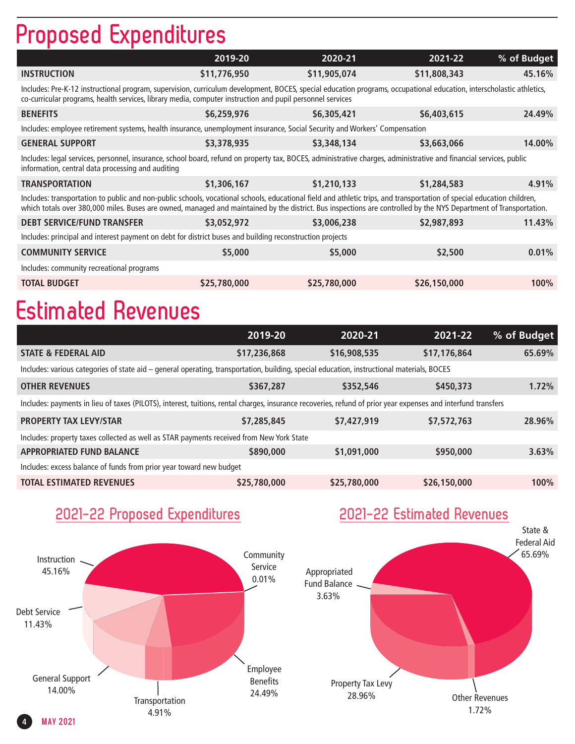# Proposed Expenditures

| | 2019-20 | 2020-21 | 2021-22 | % of Budget |
|---|---|---|---|---|
| **INSTRUCTION** | $11,776,950 | $11,905,074 | $11,808,343 | 45.16% |
| Includes: Pre-K-12 instructional program, supervision, curriculum development, BOCES, special education programs, occupational education, interscholastic athletics, co-curricular programs, health services, library media, computer instruction and pupil personnel services | | | | |
| **BENEFITS** | $6,259,976 | $6,305,421 | $6,403,615 | 24.49% |
| Includes: employee retirement systems, health insurance, unemployment insurance, Social Security and Workers' Compensation | | | | |
| **GENERAL SUPPORT** | $3,378,935 | $3,348,134 | $3,663,066 | 14.00% |
| Includes: legal services, personnel, insurance, school board, refund on property tax, BOCES, administrative charges, administrative and financial services, public information, central data processing and auditing | | | | |
| **TRANSPORTATION** | $1,306,167 | $1,210,133 | $1,284,583 | 4.91% |
| Includes: transportation to public and non-public schools, vocational schools, educational field and athletic trips, and transportation of special education children, which totals over 380,000 miles. Buses are owned, managed and maintained by the district. Bus inspections are controlled by the NYS Department of Transportation. | | | | |
| **DEBT SERVICE/FUND TRANSFER** | $3,052,972 | $3,006,238 | $2,987,893 | 11.43% |
| Includes: principal and interest payment on debt for district buses and building reconstruction projects | | | | |
| **COMMUNITY SERVICE** | $5,000 | $5,000 | $2,500 | 0.01% |
| Includes: community recreational programs | | | | |
| **TOTAL BUDGET** | $25,780,000 | $25,780,000 | $26,150,000 | 100% |

# Estimated Revenues

| | 2019-20 | 2020-21 | 2021-22 | % of Budget |
|---|---|---|---|---|
| **STATE & FEDERAL AID** | $17,236,868 | $16,908,535 | $17,176,864 | 65.69% |
| Includes: various categories of state aid – general operating, transportation, building, special education, instructional materials, BOCES | | | | |
| **OTHER REVENUES** | $367,287 | $352,546 | $450,373 | 1.72% |
| Includes: payments in lieu of taxes (PILOTS), interest, tuitions, rental charges, insurance recoveries, refund of prior year expenses and interfund transfers | | | | |
| **PROPERTY TAX LEVY/STAR** | $7,285,845 | $7,427,919 | $7,572,763 | 28.96% |
| Includes: property taxes collected as well as STAR payments received from New York State | | | | |
| **APPROPRIATED FUND BALANCE** | $890,000 | $1,091,000 | $950,000 | 3.63% |
| Includes: excess balance of funds from prior year toward new budget | | | | |
| **TOTAL ESTIMATED REVENUES** | $25,780,000 | $25,780,000 | $26,150,000 | 100% |

## 2021-22 Proposed Expenditures

- Instruction 45.16%
- Community Service 0.01%
- Employee Benefits 24.49%
- Transportation 4.91%
- General Support 14.00%
- Debt Service 11.43%

## 2021-22 Estimated Revenues

- State & Federal Aid 65.69%
- Other Revenues 1.72%
- Property Tax Levy 28.96%
- Appropriated Fund Balance 3.63%

MAY 2021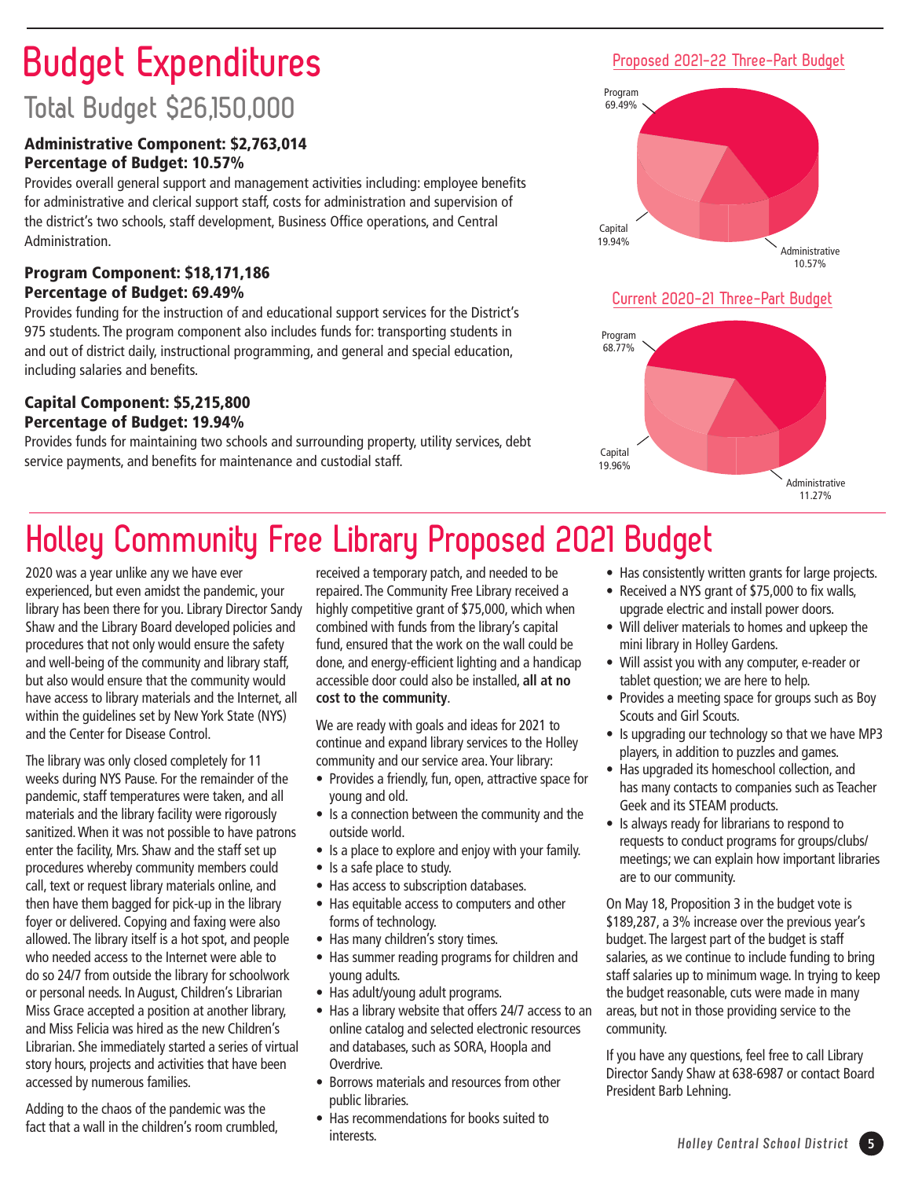# Budget Expenditures

## Total Budget $26,150,000

**Administrative Component: $2,763,014**
**Percentage of Budget: 10.57%**

Provides overall general support and management activities including: employee benefits for administrative and clerical support staff, costs for administration and supervision of the district's two schools, staff development, Business Office operations, and Central Administration.

**Program Component: $18,171,186**
**Percentage of Budget: 69.49%**

Provides funding for the instruction of and educational support services for the District's 975 students. The program component also includes funds for: transporting students in and out of district daily, instructional programming, and general and special education, including salaries and benefits.

**Capital Component: $5,215,800**
**Percentage of Budget: 19.94%**

Provides funds for maintaining two schools and surrounding property, utility services, debt service payments, and benefits for maintenance and custodial staff.

### Proposed 2021-22 Three-Part Budget

Program 69.49%
Capital 19.94%
Administrative 10.57%

### Current 2020-21 Three-Part Budget

Program 68.77%
Capital 19.96%
Administrative 11.27%

# Holley Community Free Library Proposed 2021 Budget

2020 was a year unlike any we have ever experienced, but even amidst the pandemic, your library has been there for you. Library Director Sandy Shaw and the Library Board developed policies and procedures that not only would ensure the safety and well-being of the community and library staff, but also would ensure that the community would have access to library materials and the Internet, all within the guidelines set by New York State (NYS) and the Center for Disease Control.

The library was only closed completely for 11 weeks during NYS Pause. For the remainder of the pandemic, staff temperatures were taken, and all materials and the library facility were rigorously sanitized. When it was not possible to have patrons enter the facility, Mrs. Shaw and the staff set up procedures whereby community members could call, text or request library materials online, and then have them bagged for pick-up in the library foyer or delivered. Copying and faxing were also allowed. The library itself is a hot spot, and people who needed access to the Internet were able to do so 24/7 from outside the library for schoolwork or personal needs. In August, Children's Librarian Miss Grace accepted a position at another library, and Miss Felicia was hired as the new Children's Librarian. She immediately started a series of virtual story hours, projects and activities that have been accessed by numerous families.

Adding to the chaos of the pandemic was the fact that a wall in the children's room crumbled, received a temporary patch, and needed to be repaired. The Community Free Library received a highly competitive grant of $75,000, which when combined with funds from the library's capital fund, ensured that the work on the wall could be done, and energy-efficient lighting and a handicap accessible door could also be installed, **all at no cost to the community**.

We are ready with goals and ideas for 2021 to continue and expand library services to the Holley community and our service area. Your library:

- Provides a friendly, fun, open, attractive space for young and old.
- Is a connection between the community and the outside world.
- Is a place to explore and enjoy with your family.
- Is a safe place to study.
- Has access to subscription databases.
- Has equitable access to computers and other forms of technology.
- Has many children's story times.
- Has summer reading programs for children and young adults.
- Has adult/young adult programs.
- Has a library website that offers 24/7 access to an online catalog and selected electronic resources and databases, such as SORA, Hoopla and Overdrive.
- Borrows materials and resources from other public libraries.
- Has recommendations for books suited to interests.
- Has consistently written grants for large projects.
- Received a NYS grant of $75,000 to fix walls, upgrade electric and install power doors.
- Will deliver materials to homes and upkeep the mini library in Holley Gardens.
- Will assist you with any computer, e-reader or tablet question; we are here to help.
- Provides a meeting space for groups such as Boy Scouts and Girl Scouts.
- Is upgrading our technology so that we have MP3 players, in addition to puzzles and games.
- Has upgraded its homeschool collection, and has many contacts to companies such as Teacher Geek and its STEAM products.
- Is always ready for librarians to respond to requests to conduct programs for groups/clubs/meetings; we can explain how important libraries are to our community.

On May 18, Proposition 3 in the budget vote is $189,287, a 3% increase over the previous year's budget. The largest part of the budget is staff salaries, as we continue to include funding to bring staff salaries up to minimum wage. In trying to keep the budget reasonable, cuts were made in many areas, but not in those providing service to the community.

If you have any questions, feel free to call Library Director Sandy Shaw at 638-6987 or contact Board President Barb Lehning.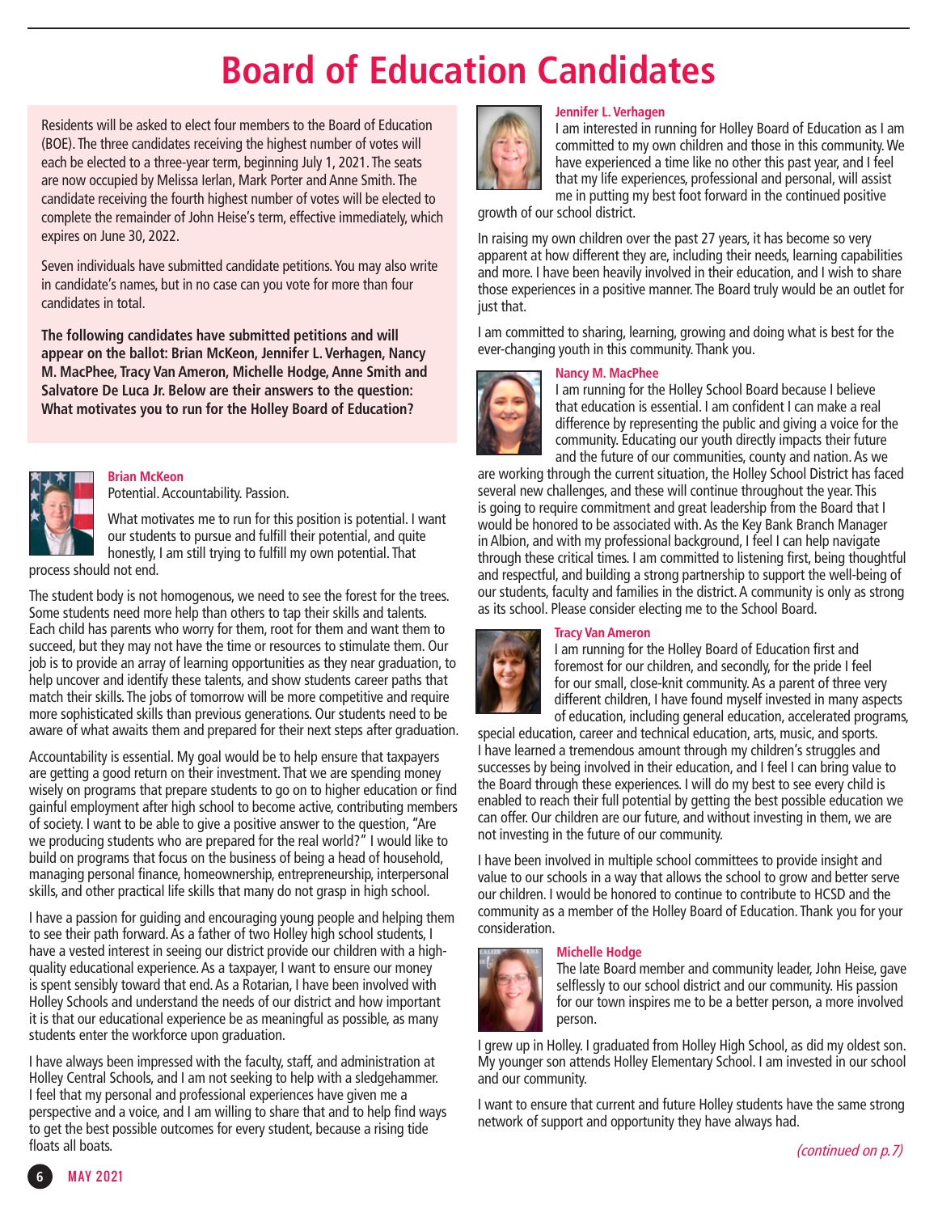# Board of Education Candidates

Residents will be asked to elect four members to the Board of Education (BOE). The three candidates receiving the highest number of votes will each be elected to a three-year term, beginning July 1, 2021. The seats are now occupied by Melissa Ierlan, Mark Porter and Anne Smith. The candidate receiving the fourth highest number of votes will be elected to complete the remainder of John Heise's term, effective immediately, which expires on June 30, 2022.

Seven individuals have submitted candidate petitions. You may also write in candidate's names, but in no case can you vote for more than four candidates in total.

**The following candidates have submitted petitions and will appear on the ballot: Brian McKeon, Jennifer L. Verhagen, Nancy M. MacPhee, Tracy Van Ameron, Michelle Hodge, Anne Smith and Salvatore De Luca Jr. Below are their answers to the question: What motivates you to run for the Holley Board of Education?**

### Brian McKeon

Potential. Accountability. Passion.

What motivates me to run for this position is potential. I want our students to pursue and fulfill their potential, and quite honestly, I am still trying to fulfill my own potential. That process should not end.

The student body is not homogenous, we need to see the forest for the trees. Some students need more help than others to tap their skills and talents. Each child has parents who worry for them, root for them and want them to succeed, but they may not have the time or resources to stimulate them. Our job is to provide an array of learning opportunities as they near graduation, to help uncover and identify these talents, and show students career paths that match their skills. The jobs of tomorrow will be more competitive and require more sophisticated skills than previous generations. Our students need to be aware of what awaits them and prepared for their next steps after graduation.

Accountability is essential. My goal would be to help ensure that taxpayers are getting a good return on their investment. That we are spending money wisely on programs that prepare students to go on to higher education or find gainful employment after high school to become active, contributing members of society. I want to be able to give a positive answer to the question, "Are we producing students who are prepared for the real world?" I would like to build on programs that focus on the business of being a head of household, managing personal finance, homeownership, entrepreneurship, interpersonal skills, and other practical life skills that many do not grasp in high school.

I have a passion for guiding and encouraging young people and helping them to see their path forward. As a father of two Holley high school students, I have a vested interest in seeing our district provide our children with a high-quality educational experience. As a taxpayer, I want to ensure our money is spent sensibly toward that end. As a Rotarian, I have been involved with Holley Schools and understand the needs of our district and how important it is that our educational experience be as meaningful as possible, as many students enter the workforce upon graduation.

I have always been impressed with the faculty, staff, and administration at Holley Central Schools, and I am not seeking to help with a sledgehammer. I feel that my personal and professional experiences have given me a perspective and a voice, and I am willing to share that and to help find ways to get the best possible outcomes for every student, because a rising tide floats all boats.

### Jennifer L. Verhagen

I am interested in running for Holley Board of Education as I am committed to my own children and those in this community. We have experienced a time like no other this past year, and I feel that my life experiences, professional and personal, will assist me in putting my best foot forward in the continued positive growth of our school district.

In raising my own children over the past 27 years, it has become so very apparent at how different they are, including their needs, learning capabilities and more. I have been heavily involved in their education, and I wish to share those experiences in a positive manner. The Board truly would be an outlet for just that.

I am committed to sharing, learning, growing and doing what is best for the ever-changing youth in this community. Thank you.

### Nancy M. MacPhee

I am running for the Holley School Board because I believe that education is essential. I am confident I can make a real difference by representing the public and giving a voice for the community. Educating our youth directly impacts their future and the future of our communities, county and nation. As we are working through the current situation, the Holley School District has faced several new challenges, and these will continue throughout the year. This is going to require commitment and great leadership from the Board that I would be honored to be associated with. As the Key Bank Branch Manager in Albion, and with my professional background, I feel I can help navigate through these critical times. I am committed to listening first, being thoughtful and respectful, and building a strong partnership to support the well-being of our students, faculty and families in the district. A community is only as strong as its school. Please consider electing me to the School Board.

### Tracy Van Ameron

I am running for the Holley Board of Education first and foremost for our children, and secondly, for the pride I feel for our small, close-knit community. As a parent of three very different children, I have found myself invested in many aspects of education, including general education, accelerated programs, special education, career and technical education, arts, music, and sports. I have learned a tremendous amount through my children's struggles and successes by being involved in their education, and I feel I can bring value to the Board through these experiences. I will do my best to see every child is enabled to reach their full potential by getting the best possible education we can offer. Our children are our future, and without investing in them, we are not investing in the future of our community.

I have been involved in multiple school committees to provide insight and value to our schools in a way that allows the school to grow and better serve our children. I would be honored to continue to contribute to HCSD and the community as a member of the Holley Board of Education. Thank you for your consideration.

### Michelle Hodge

The late Board member and community leader, John Heise, gave selflessly to our school district and our community. His passion for our town inspires me to be a better person, a more involved person.

I grew up in Holley. I graduated from Holley High School, as did my oldest son. My younger son attends Holley Elementary School. I am invested in our school and our community.

I want to ensure that current and future Holley students have the same strong network of support and opportunity they have always had.

*(continued on p.7)*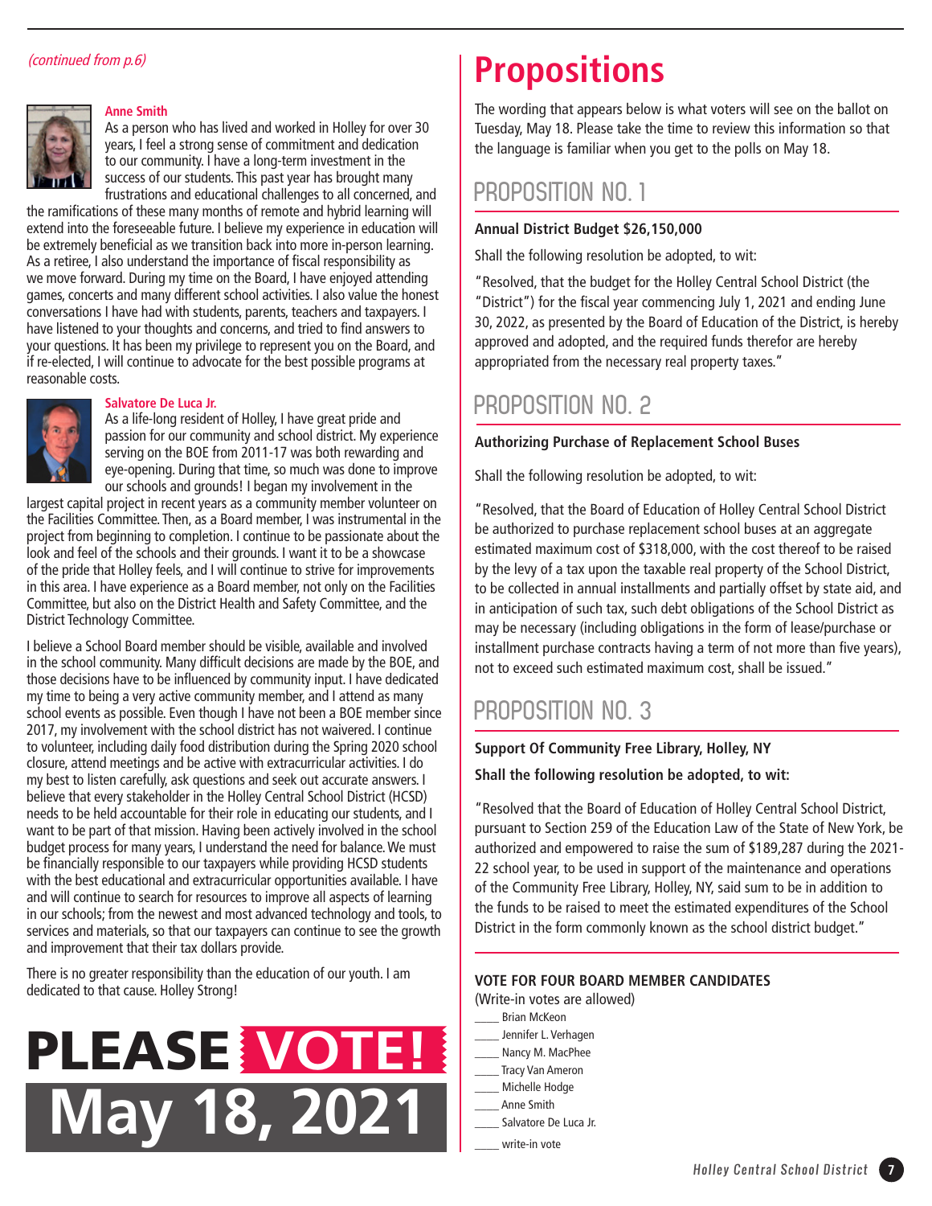*(continued from p.6)*

### Anne Smith

As a person who has lived and worked in Holley for over 30 years, I feel a strong sense of commitment and dedication to our community. I have a long-term investment in the success of our students. This past year has brought many frustrations and educational challenges to all concerned, and the ramifications of these many months of remote and hybrid learning will extend into the foreseeable future. I believe my experience in education will be extremely beneficial as we transition back into more in-person learning. As a retiree, I also understand the importance of fiscal responsibility as we move forward. During my time on the Board, I have enjoyed attending games, concerts and many different school activities. I also value the honest conversations I have had with students, parents, teachers and taxpayers. I have listened to your thoughts and concerns, and tried to find answers to your questions. It has been my privilege to represent you on the Board, and if re-elected, I will continue to advocate for the best possible programs at reasonable costs.

### Salvatore De Luca Jr.

As a life-long resident of Holley, I have great pride and passion for our community and school district. My experience serving on the BOE from 2011-17 was both rewarding and eye-opening. During that time, so much was done to improve our schools and grounds! I began my involvement in the largest capital project in recent years as a community member volunteer on the Facilities Committee. Then, as a Board member, I was instrumental in the project from beginning to completion. I continue to be passionate about the look and feel of the schools and their grounds. I want it to be a showcase of the pride that Holley feels, and I will continue to strive for improvements in this area. I have experience as a Board member, not only on the Facilities Committee, but also on the District Health and Safety Committee, and the District Technology Committee.

I believe a School Board member should be visible, available and involved in the school community. Many difficult decisions are made by the BOE, and those decisions have to be influenced by community input. I have dedicated my time to being a very active community member, and I attend as many school events as possible. Even though I have not been a BOE member since 2017, my involvement with the school district has not waivered. I continue to volunteer, including daily food distribution during the Spring 2020 school closure, attend meetings and be active with extracurricular activities. I do my best to listen carefully, ask questions and seek out accurate answers. I believe that every stakeholder in the Holley Central School District (HCSD) needs to be held accountable for their role in educating our students, and I want to be part of that mission. Having been actively involved in the school budget process for many years, I understand the need for balance. We must be financially responsible to our taxpayers while providing HCSD students with the best educational and extracurricular opportunities available. I have and will continue to search for resources to improve all aspects of learning in our schools; from the newest and most advanced technology and tools, to services and materials, so that our taxpayers can continue to see the growth and improvement that their tax dollars provide.

There is no greater responsibility than the education of our youth. I am dedicated to that cause. Holley Strong!

**PLEASE VOTE!**
**May 18, 2021**

# Propositions

The wording that appears below is what voters will see on the ballot on Tuesday, May 18. Please take the time to review this information so that the language is familiar when you get to the polls on May 18.

## PROPOSITION NO. 1

**Annual District Budget $26,150,000**

Shall the following resolution be adopted, to wit:

"Resolved, that the budget for the Holley Central School District (the "District") for the fiscal year commencing July 1, 2021 and ending June 30, 2022, as presented by the Board of Education of the District, is hereby approved and adopted, and the required funds therefor are hereby appropriated from the necessary real property taxes."

## PROPOSITION NO. 2

**Authorizing Purchase of Replacement School Buses**

Shall the following resolution be adopted, to wit:

"Resolved, that the Board of Education of Holley Central School District be authorized to purchase replacement school buses at an aggregate estimated maximum cost of $318,000, with the cost thereof to be raised by the levy of a tax upon the taxable real property of the School District, to be collected in annual installments and partially offset by state aid, and in anticipation of such tax, such debt obligations of the School District as may be necessary (including obligations in the form of lease/purchase or installment purchase contracts having a term of not more than five years), not to exceed such estimated maximum cost, shall be issued."

## PROPOSITION NO. 3

**Support Of Community Free Library, Holley, NY**

**Shall the following resolution be adopted, to wit:**

"Resolved that the Board of Education of Holley Central School District, pursuant to Section 259 of the Education Law of the State of New York, be authorized and empowered to raise the sum of $189,287 during the 2021-22 school year, to be used in support of the maintenance and operations of the Community Free Library, Holley, NY, said sum to be in addition to the funds to be raised to meet the estimated expenditures of the School District in the form commonly known as the school district budget."

**VOTE FOR FOUR BOARD MEMBER CANDIDATES**

(Write-in votes are allowed)

____ Brian McKeon
____ Jennifer L. Verhagen
____ Nancy M. MacPhee
____ Tracy Van Ameron
____ Michelle Hodge
____ Anne Smith
____ Salvatore De Luca Jr.
____ write-in vote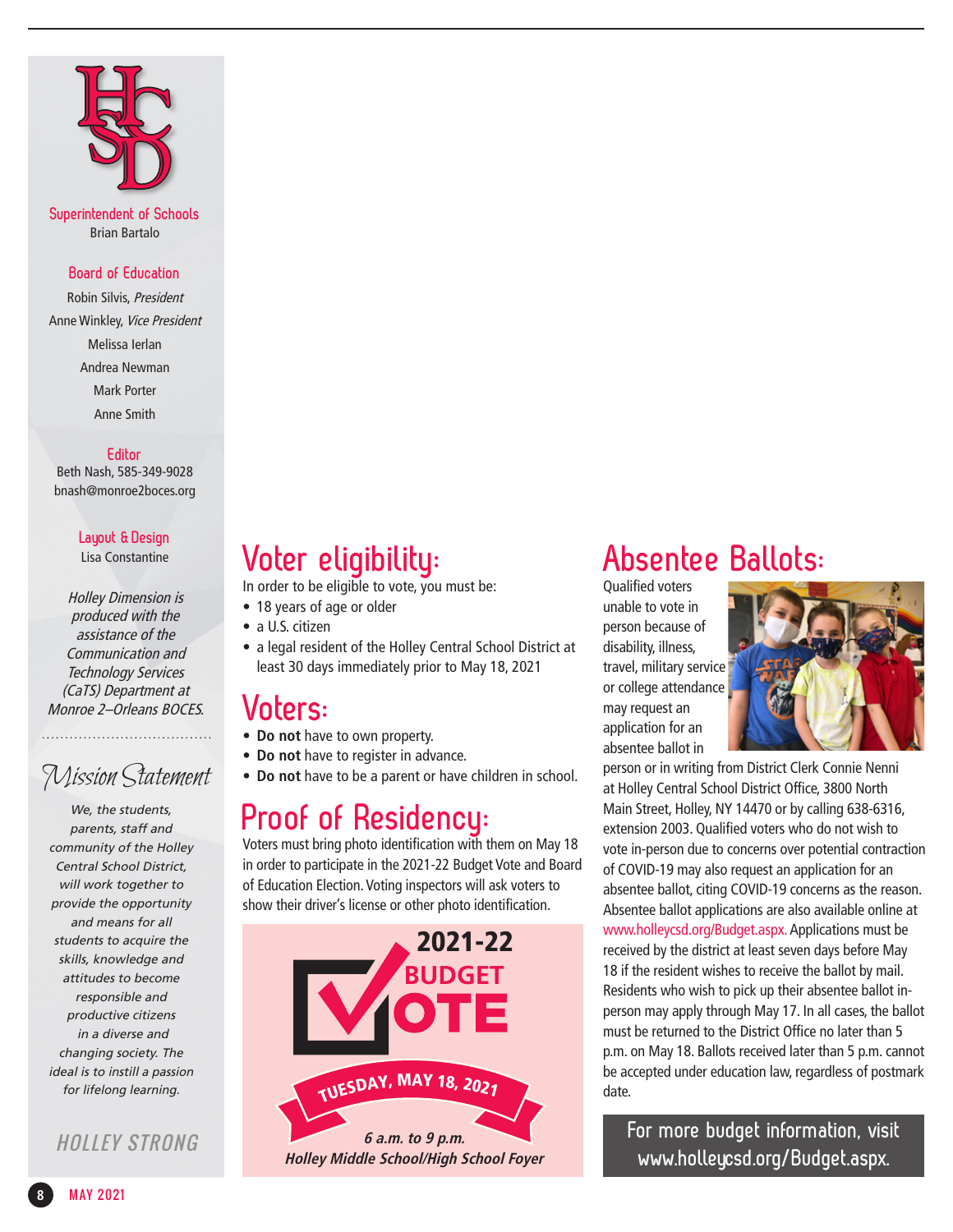Superintendent of Schools
Brian Bartalo

Board of Education
Robin Silvis, *President*
Anne Winkley, *Vice President*
Melissa Ierlan
Andrea Newman
Mark Porter
Anne Smith

Editor
Beth Nash, 585-349-9028
bnash@monroe2boces.org

Layout & Design
Lisa Constantine

*Holley Dimension is produced with the assistance of the Communication and Technology Services (CaTS) Department at Monroe 2–Orleans BOCES.*

## Mission Statement

*We, the students, parents, staff and community of the Holley Central School District, will work together to provide the opportunity and means for all students to acquire the skills, knowledge and attitudes to become responsible and productive citizens in a diverse and changing society. The ideal is to instill a passion for lifelong learning.*

HOLLEY STRONG

## Voter eligibility:

In order to be eligible to vote, you must be:

- 18 years of age or older
- a U.S. citizen
- a legal resident of the Holley Central School District at least 30 days immediately prior to May 18, 2021

## Voters:

- **Do not** have to own property.
- **Do not** have to register in advance.
- **Do not** have to be a parent or have children in school.

## Proof of Residency:

Voters must bring photo identification with them on May 18 in order to participate in the 2021-22 Budget Vote and Board of Education Election. Voting inspectors will ask voters to show their driver's license or other photo identification.

**2021-22 BUDGET VOTE**

**TUESDAY, MAY 18, 2021**

***6 a.m. to 9 p.m.***
***Holley Middle School/High School Foyer***

## Absentee Ballots:

Qualified voters unable to vote in person because of disability, illness, travel, military service or college attendance may request an application for an absentee ballot in person or in writing from District Clerk Connie Nenni at Holley Central School District Office, 3800 North Main Street, Holley, NY 14470 or by calling 638-6316, extension 2003. Qualified voters who do not wish to vote in-person due to concerns over potential contraction of COVID-19 may also request an application for an absentee ballot, citing COVID-19 concerns as the reason. Absentee ballot applications are also available online at www.holleycsd.org/Budget.aspx. Applications must be received by the district at least seven days before May 18 if the resident wishes to receive the ballot by mail. Residents who wish to pick up their absentee ballot in-person may apply through May 17. In all cases, the ballot must be returned to the District Office no later than 5 p.m. on May 18. Ballots received later than 5 p.m. cannot be accepted under education law, regardless of postmark date.

**For more budget information, visit www.holleycsd.org/Budget.aspx.**